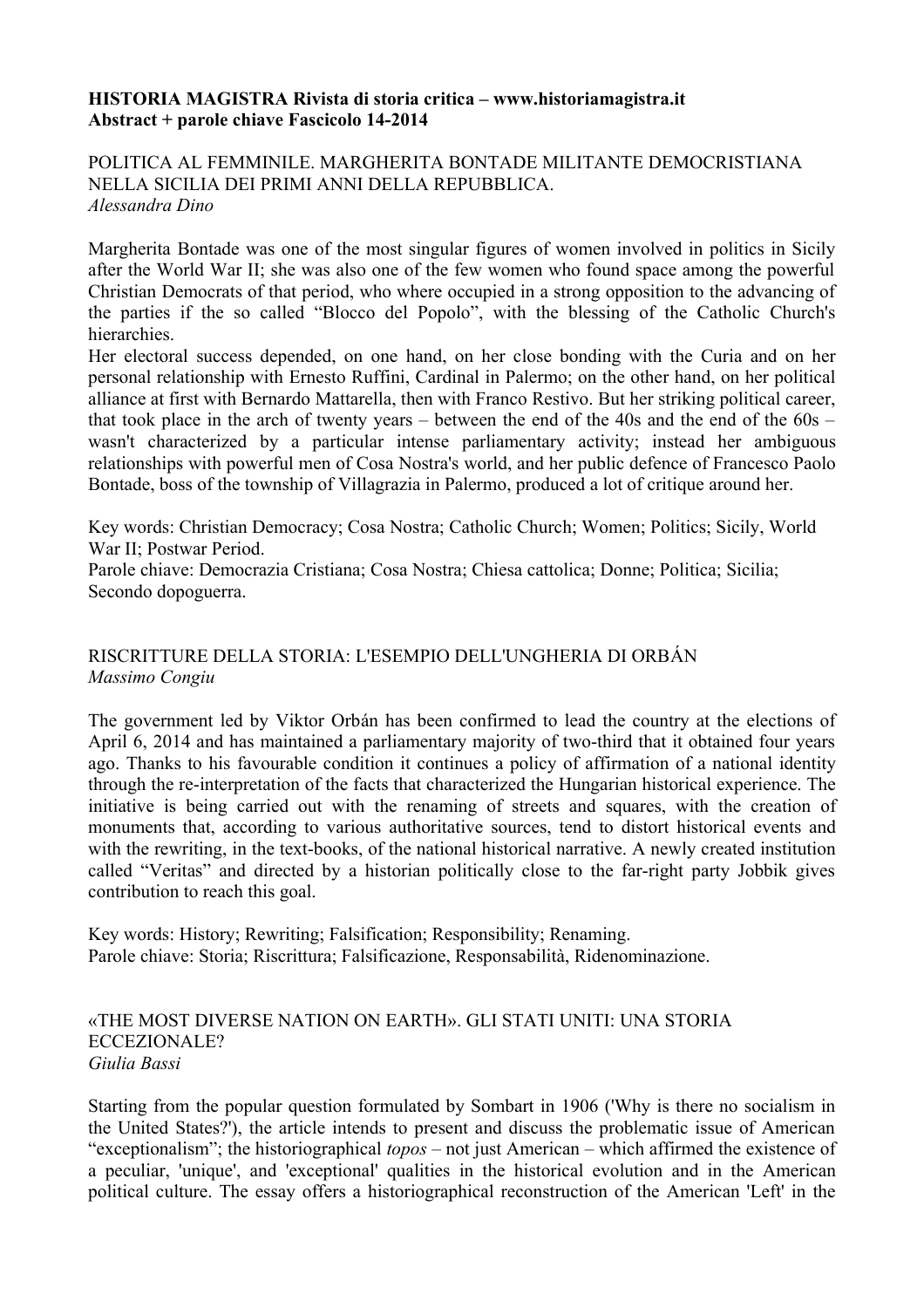**HISTORIA MAGISTRA Rivista di storia critica – www.historiamagistra.it**
**Abstract + parole chiave Fascicolo 14-2014**

## POLITICA AL FEMMINILE. MARGHERITA BONTADE MILITANTE DEMOCRISTIANA NELLA SICILIA DEI PRIMI ANNI DELLA REPUBBLICA.

*Alessandra Dino*

Margherita Bontade was one of the most singular figures of women involved in politics in Sicily after the World War II; she was also one of the few women who found space among the powerful Christian Democrats of that period, who where occupied in a strong opposition to the advancing of the parties if the so called "Blocco del Popolo", with the blessing of the Catholic Church's hierarchies.

Her electoral success depended, on one hand, on her close bonding with the Curia and on her personal relationship with Ernesto Ruffini, Cardinal in Palermo; on the other hand, on her political alliance at first with Bernardo Mattarella, then with Franco Restivo. But her striking political career, that took place in the arch of twenty years – between the end of the 40s and the end of the 60s – wasn't characterized by a particular intense parliamentary activity; instead her ambiguous relationships with powerful men of Cosa Nostra's world, and her public defence of Francesco Paolo Bontade, boss of the township of Villagrazia in Palermo, produced a lot of critique around her.

Key words: Christian Democracy; Cosa Nostra; Catholic Church; Women; Politics; Sicily, World War II; Postwar Period.
Parole chiave: Democrazia Cristiana; Cosa Nostra; Chiesa cattolica; Donne; Politica; Sicilia; Secondo dopoguerra.

## RISCRITTURE DELLA STORIA: L'ESEMPIO DELL'UNGHERIA DI ORBÁN

*Massimo Congiu*

The government led by Viktor Orbán has been confirmed to lead the country at the elections of April 6, 2014 and has maintained a parliamentary majority of two-third that it obtained four years ago. Thanks to his favourable condition it continues a policy of affirmation of a national identity through the re-interpretation of the facts that characterized the Hungarian historical experience. The initiative is being carried out with the renaming of streets and squares, with the creation of monuments that, according to various authoritative sources, tend to distort historical events and with the rewriting, in the text-books, of the national historical narrative. A newly created institution called "Veritas" and directed by a historian politically close to the far-right party Jobbik gives contribution to reach this goal.

Key words: History; Rewriting; Falsification; Responsibility; Renaming.
Parole chiave: Storia; Riscrittura; Falsificazione, Responsabilità, Ridenominazione.

## «THE MOST DIVERSE NATION ON EARTH». GLI STATI UNITI: UNA STORIA ECCEZIONALE?

*Giulia Bassi*

Starting from the popular question formulated by Sombart in 1906 ('Why is there no socialism in the United States?'), the article intends to present and discuss the problematic issue of American "exceptionalism"; the historiographical *topos* – not just American – which affirmed the existence of a peculiar, 'unique', and 'exceptional' qualities in the historical evolution and in the American political culture. The essay offers a historiographical reconstruction of the American 'Left' in the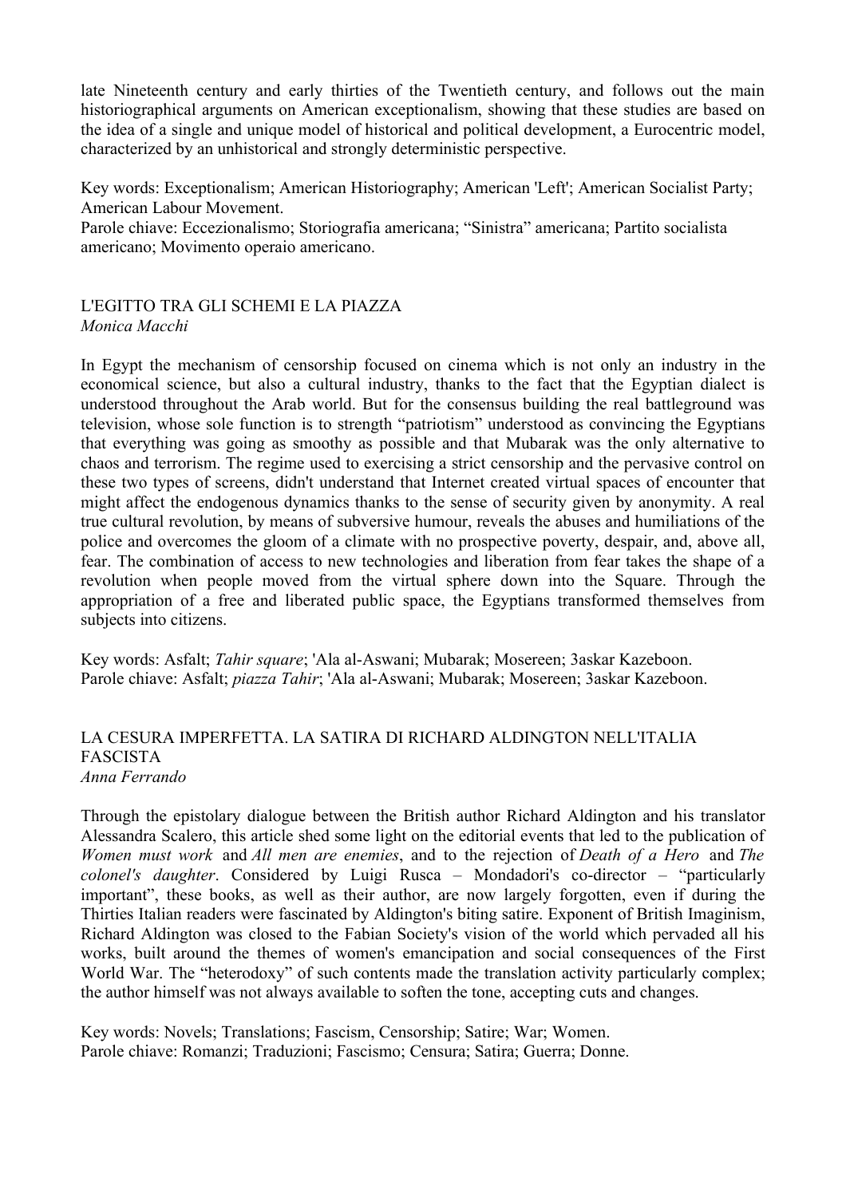late Nineteenth century and early thirties of the Twentieth century, and follows out the main historiographical arguments on American exceptionalism, showing that these studies are based on the idea of a single and unique model of historical and political development, a Eurocentric model, characterized by an unhistorical and strongly deterministic perspective.

Key words: Exceptionalism; American Historiography; American 'Left'; American Socialist Party; American Labour Movement.
Parole chiave: Eccezionalismo; Storiografia americana; "Sinistra" americana; Partito socialista americano; Movimento operaio americano.

## L'EGITTO TRA GLI SCHEMI E LA PIAZZA

*Monica Macchi*

In Egypt the mechanism of censorship focused on cinema which is not only an industry in the economical science, but also a cultural industry, thanks to the fact that the Egyptian dialect is understood throughout the Arab world. But for the consensus building the real battleground was television, whose sole function is to strength "patriotism" understood as convincing the Egyptians that everything was going as smoothy as possible and that Mubarak was the only alternative to chaos and terrorism. The regime used to exercising a strict censorship and the pervasive control on these two types of screens, didn't understand that Internet created virtual spaces of encounter that might affect the endogenous dynamics thanks to the sense of security given by anonymity. A real true cultural revolution, by means of subversive humour, reveals the abuses and humiliations of the police and overcomes the gloom of a climate with no prospective poverty, despair, and, above all, fear. The combination of access to new technologies and liberation from fear takes the shape of a revolution when people moved from the virtual sphere down into the Square. Through the appropriation of a free and liberated public space, the Egyptians transformed themselves from subjects into citizens.

Key words: Asfalt; *Tahir square*; 'Ala al-Aswani; Mubarak; Mosereen; 3askar Kazeboon.
Parole chiave: Asfalt; *piazza Tahir*; 'Ala al-Aswani; Mubarak; Mosereen; 3askar Kazeboon.

## LA CESURA IMPERFETTA. LA SATIRA DI RICHARD ALDINGTON NELL'ITALIA FASCISTA

*Anna Ferrando*

Through the epistolary dialogue between the British author Richard Aldington and his translator Alessandra Scalero, this article shed some light on the editorial events that led to the publication of *Women must work* and *All men are enemies*, and to the rejection of *Death of a Hero* and *The colonel's daughter*. Considered by Luigi Rusca – Mondadori's co-director – "particularly important", these books, as well as their author, are now largely forgotten, even if during the Thirties Italian readers were fascinated by Aldington's biting satire. Exponent of British Imaginism, Richard Aldington was closed to the Fabian Society's vision of the world which pervaded all his works, built around the themes of women's emancipation and social consequences of the First World War. The "heterodoxy" of such contents made the translation activity particularly complex; the author himself was not always available to soften the tone, accepting cuts and changes.

Key words: Novels; Translations; Fascism, Censorship; Satire; War; Women.
Parole chiave: Romanzi; Traduzioni; Fascismo; Censura; Satira; Guerra; Donne.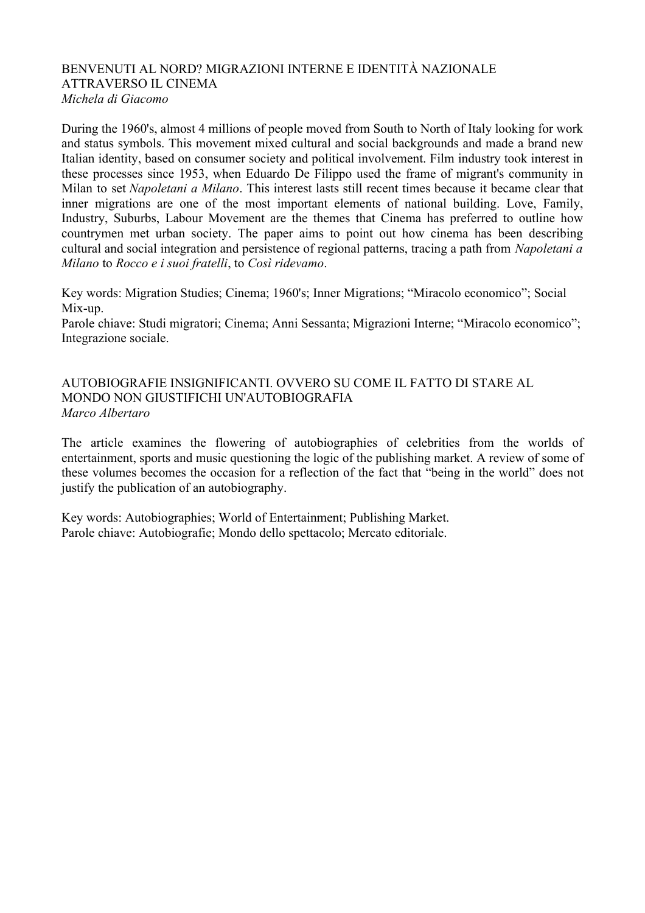## BENVENUTI AL NORD? MIGRAZIONI INTERNE E IDENTITÀ NAZIONALE ATTRAVERSO IL CINEMA

*Michela di Giacomo*

During the 1960's, almost 4 millions of people moved from South to North of Italy looking for work and status symbols. This movement mixed cultural and social backgrounds and made a brand new Italian identity, based on consumer society and political involvement. Film industry took interest in these processes since 1953, when Eduardo De Filippo used the frame of migrant's community in Milan to set *Napoletani a Milano*. This interest lasts still recent times because it became clear that inner migrations are one of the most important elements of national building. Love, Family, Industry, Suburbs, Labour Movement are the themes that Cinema has preferred to outline how countrymen met urban society. The paper aims to point out how cinema has been describing cultural and social integration and persistence of regional patterns, tracing a path from *Napoletani a Milano* to *Rocco e i suoi fratelli*, to *Così ridevamo*.

Key words: Migration Studies; Cinema; 1960's; Inner Migrations; "Miracolo economico"; Social Mix-up.
Parole chiave: Studi migratori; Cinema; Anni Sessanta; Migrazioni Interne; "Miracolo economico"; Integrazione sociale.

## AUTOBIOGRAFIE INSIGNIFICANTI. OVVERO SU COME IL FATTO DI STARE AL MONDO NON GIUSTIFICHI UN'AUTOBIOGRAFIA

*Marco Albertaro*

The article examines the flowering of autobiographies of celebrities from the worlds of entertainment, sports and music questioning the logic of the publishing market. A review of some of these volumes becomes the occasion for a reflection of the fact that "being in the world" does not justify the publication of an autobiography.

Key words: Autobiographies; World of Entertainment; Publishing Market.
Parole chiave: Autobiografie; Mondo dello spettacolo; Mercato editoriale.